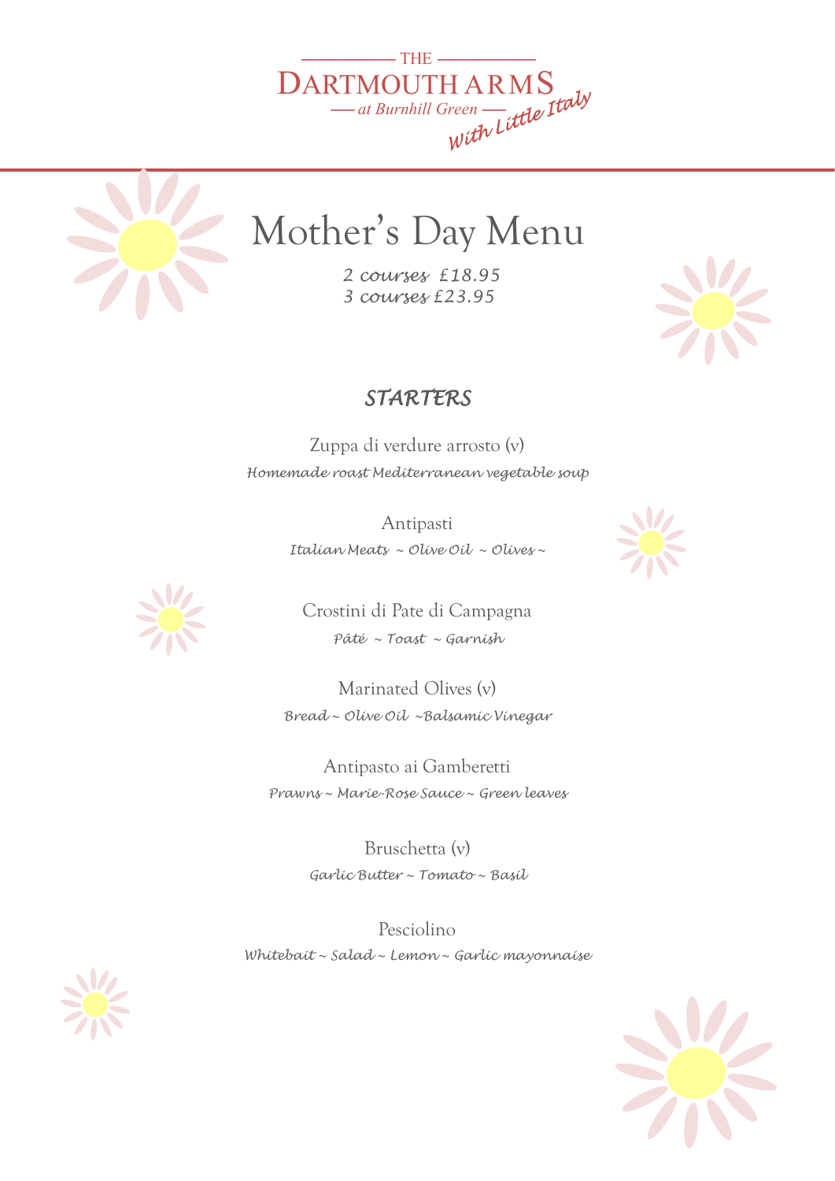THE

DARTMOUTH ARMS

at Burnhill Green

*With Little Italy*

# Mother's Day Menu

*2 courses £18.95*
*3 courses £23.95*

## STARTERS

Zuppa di verdure arrosto (v)
*Homemade roast Mediterranean vegetable soup*

Antipasti
*Italian Meats ~ Olive Oil ~ Olives ~*

Crostini di Pate di Campagna
*Pâté ~ Toast ~ Garnish*

Marinated Olives (v)
*Bread ~ Olive Oil ~Balsamic Vinegar*

Antipasto ai Gamberetti
*Prawns ~ Marie-Rose Sauce ~ Green leaves*

Bruschetta (v)
*Garlic Butter ~ Tomato ~ Basil*

Pesciolino
*Whitebait ~ Salad ~ Lemon ~ Garlic mayonnaise*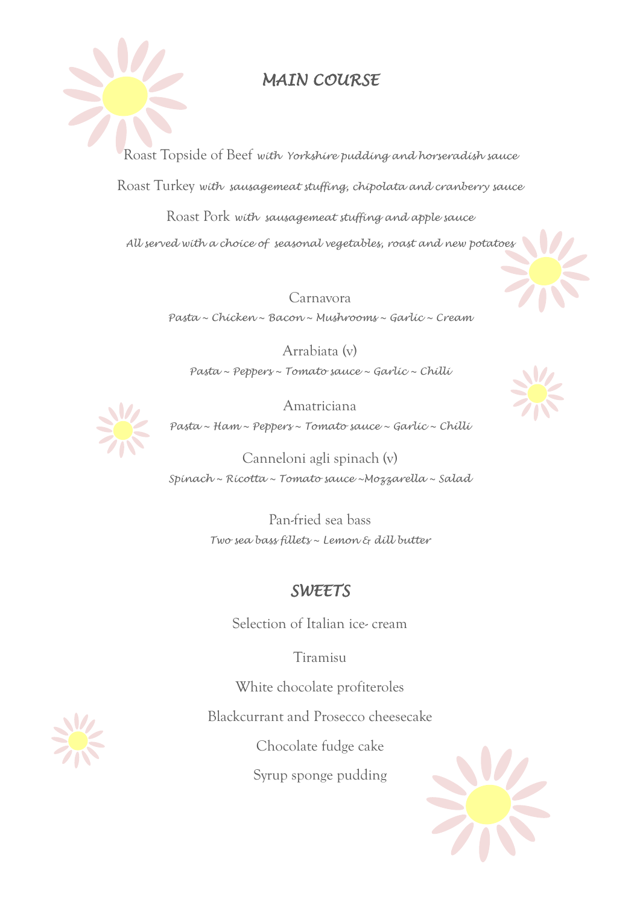## *MAIN COURSE*

Roast Topside of Beef *with Yorkshire pudding and horseradish sauce*

Roast Turkey *with sausagemeat stuffing, chipolata and cranberry sauce*

Roast Pork *with sausagemeat stuffing and apple sauce*

*All served with a choice of seasonal vegetables, roast and new potatoes*

Carnavora
*Pasta ~ Chicken ~ Bacon ~ Mushrooms ~ Garlic ~ Cream*

Arrabiata (v)
*Pasta ~ Peppers ~ Tomato sauce ~ Garlic ~ Chilli*

Amatriciana
*Pasta ~ Ham ~ Peppers ~ Tomato sauce ~ Garlic ~ Chilli*

Canneloni agli spinach (v)
*Spinach ~ Ricotta ~ Tomato sauce ~Mozzarella ~ Salad*

Pan-fried sea bass
*Two sea bass fillets ~ Lemon & dill butter*

## *SWEETS*

Selection of Italian ice- cream

Tiramisu

White chocolate profiteroles

Blackcurrant and Prosecco cheesecake

Chocolate fudge cake

Syrup sponge pudding